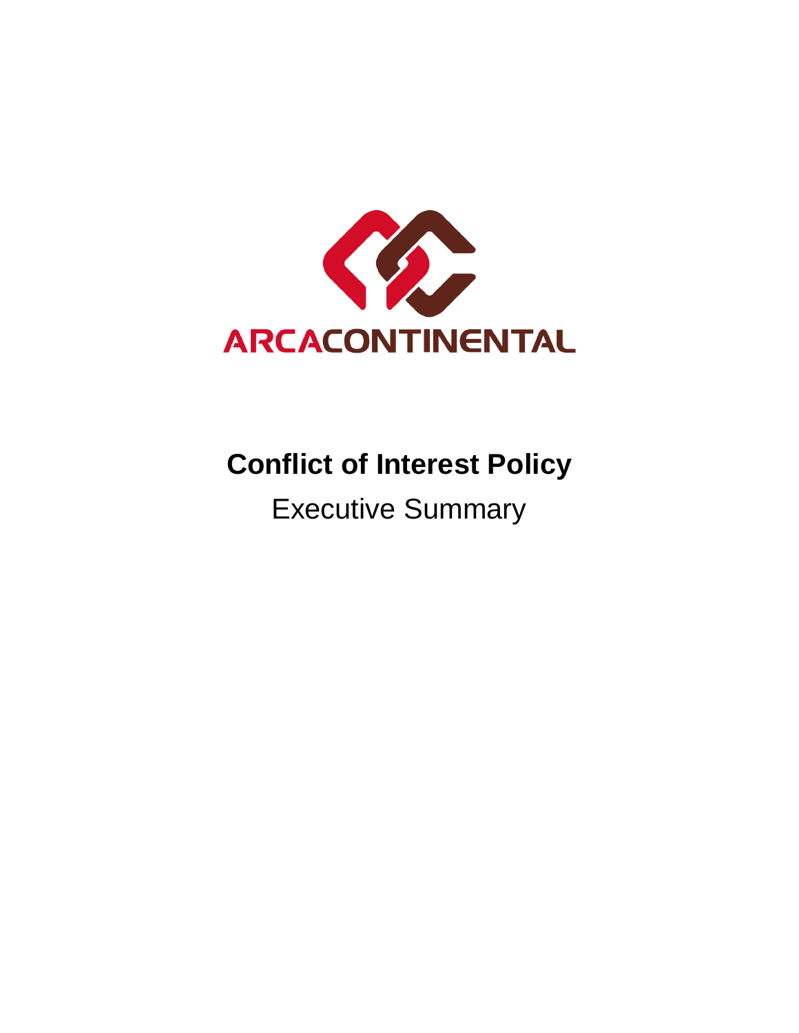ARCACONTINENTAL

# Conflict of Interest Policy

Executive Summary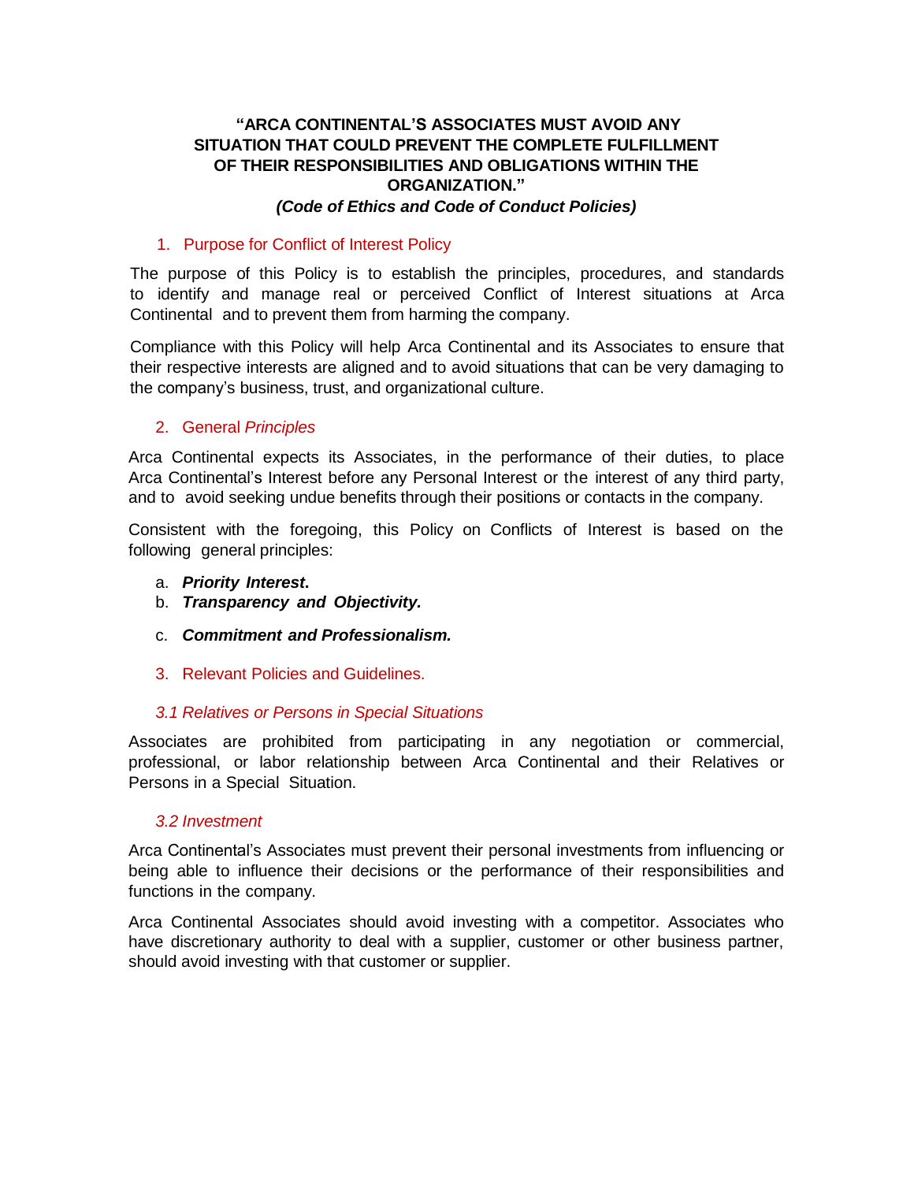**"ARCA CONTINENTAL'S ASSOCIATES MUST AVOID ANY SITUATION THAT COULD PREVENT THE COMPLETE FULFILLMENT OF THEIR RESPONSIBILITIES AND OBLIGATIONS WITHIN THE ORGANIZATION."**
***(Code of Ethics and Code of Conduct Policies)***

## 1. Purpose for Conflict of Interest Policy

The purpose of this Policy is to establish the principles, procedures, and standards to identify and manage real or perceived Conflict of Interest situations at Arca Continental and to prevent them from harming the company.

Compliance with this Policy will help Arca Continental and its Associates to ensure that their respective interests are aligned and to avoid situations that can be very damaging to the company's business, trust, and organizational culture.

## 2. General *Principles*

Arca Continental expects its Associates, in the performance of their duties, to place Arca Continental's Interest before any Personal Interest or the interest of any third party, and to avoid seeking undue benefits through their positions or contacts in the company.

Consistent with the foregoing, this Policy on Conflicts of Interest is based on the following general principles:

a. ***Priority Interest.***
b. ***Transparency and Objectivity.***
c. ***Commitment and Professionalism.***

## 3. Relevant Policies and Guidelines.

### *3.1 Relatives or Persons in Special Situations*

Associates are prohibited from participating in any negotiation or commercial, professional, or labor relationship between Arca Continental and their Relatives or Persons in a Special Situation.

### *3.2 Investment*

Arca Continental's Associates must prevent their personal investments from influencing or being able to influence their decisions or the performance of their responsibilities and functions in the company.

Arca Continental Associates should avoid investing with a competitor. Associates who have discretionary authority to deal with a supplier, customer or other business partner, should avoid investing with that customer or supplier.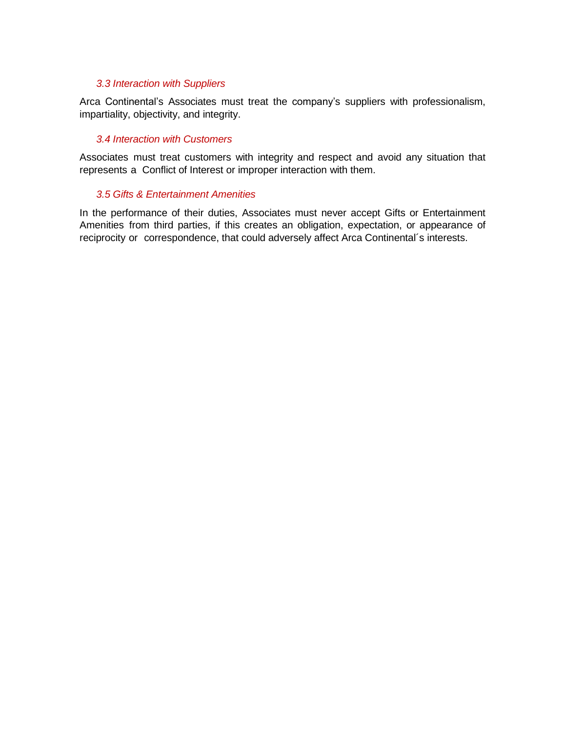### *3.3 Interaction with Suppliers*

Arca Continental's Associates must treat the company's suppliers with professionalism, impartiality, objectivity, and integrity.

### *3.4 Interaction with Customers*

Associates must treat customers with integrity and respect and avoid any situation that represents a Conflict of Interest or improper interaction with them.

### *3.5 Gifts & Entertainment Amenities*

In the performance of their duties, Associates must never accept Gifts or Entertainment Amenities from third parties, if this creates an obligation, expectation, or appearance of reciprocity or correspondence, that could adversely affect Arca Continental´s interests.